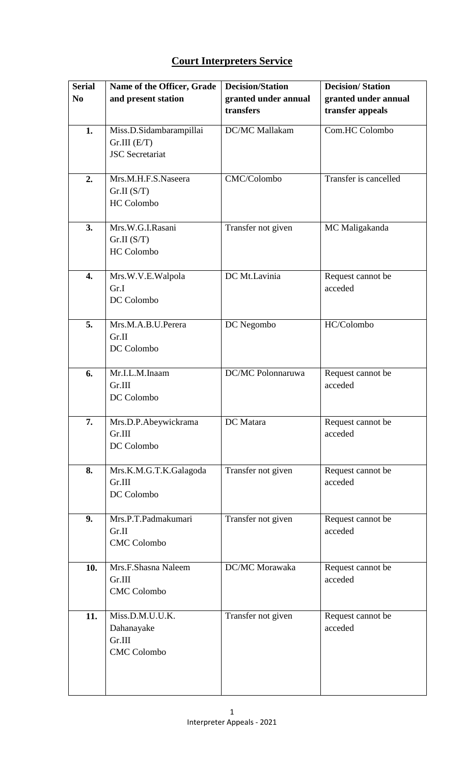# Court Interpreters Service

| Serial No | Name of the Officer, Grade and present station | Decision/Station granted under annual transfers | Decision/ Station granted under annual transfer appeals |
|---|---|---|---|
| 1. | Miss.D.Sidambarampillai Gr.III (E/T) JSC Secretariat | DC/MC Mallakam | Com.HC Colombo |
| 2. | Mrs.M.H.F.S.Naseera Gr.II (S/T) HC Colombo | CMC/Colombo | Transfer is cancelled |
| 3. | Mrs.W.G.I.Rasani Gr.II (S/T) HC Colombo | Transfer not given | MC Maligakanda |
| 4. | Mrs.W.V.E.Walpola Gr.I DC Colombo | DC Mt.Lavinia | Request cannot be acceded |
| 5. | Mrs.M.A.B.U.Perera Gr.II DC Colombo | DC Negombo | HC/Colombo |
| 6. | Mr.I.L.M.Inaam Gr.III DC Colombo | DC/MC Polonnaruwa | Request cannot be acceded |
| 7. | Mrs.D.P.Abeywickrama Gr.III DC Colombo | DC Matara | Request cannot be acceded |
| 8. | Mrs.K.M.G.T.K.Galagoda Gr.III DC Colombo | Transfer not given | Request cannot be acceded |
| 9. | Mrs.P.T.Padmakumari Gr.II CMC Colombo | Transfer not given | Request cannot be acceded |
| 10. | Mrs.F.Shasna Naleem Gr.III CMC Colombo | DC/MC Morawaka | Request cannot be acceded |
| 11. | Miss.D.M.U.U.K. Dahanayake Gr.III CMC Colombo | Transfer not given | Request cannot be acceded |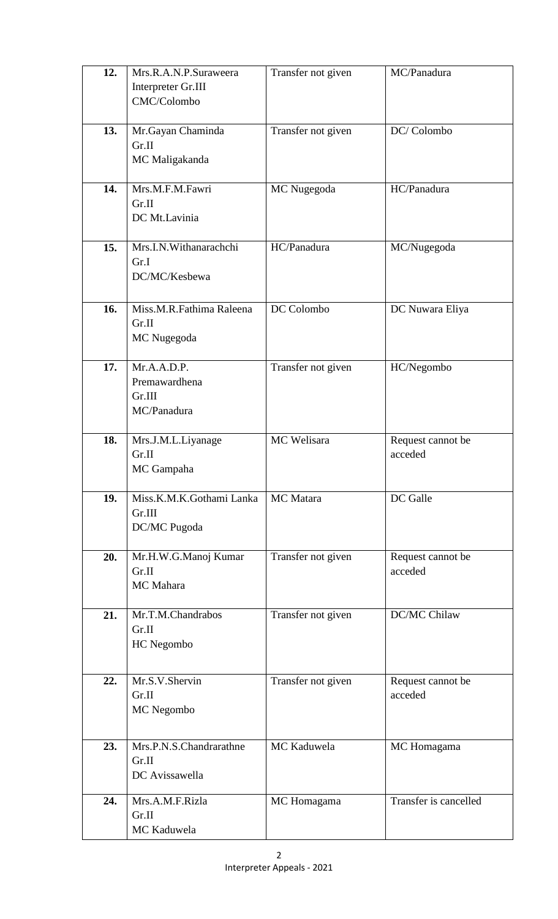| 12. | Mrs.R.A.N.P.Suraweera Interpreter Gr.III CMC/Colombo | Transfer not given | MC/Panadura |
|---|---|---|---|
| 13. | Mr.Gayan Chaminda Gr.II MC Maligakanda | Transfer not given | DC/ Colombo |
| 14. | Mrs.M.F.M.Fawri Gr.II DC Mt.Lavinia | MC Nugegoda | HC/Panadura |
| 15. | Mrs.I.N.Withanarachchi Gr.I DC/MC/Kesbewa | HC/Panadura | MC/Nugegoda |
| 16. | Miss.M.R.Fathima Raleena Gr.II MC Nugegoda | DC Colombo | DC Nuwara Eliya |
| 17. | Mr.A.A.D.P. Premawardhena Gr.III MC/Panadura | Transfer not given | HC/Negombo |
| 18. | Mrs.J.M.L.Liyanage Gr.II MC Gampaha | MC Welisara | Request cannot be acceded |
| 19. | Miss.K.M.K.Gothami Lanka Gr.III DC/MC Pugoda | MC Matara | DC Galle |
| 20. | Mr.H.W.G.Manoj Kumar Gr.II MC Mahara | Transfer not given | Request cannot be acceded |
| 21. | Mr.T.M.Chandrabos Gr.II HC Negombo | Transfer not given | DC/MC Chilaw |
| 22. | Mr.S.V.Shervin Gr.II MC Negombo | Transfer not given | Request cannot be acceded |
| 23. | Mrs.P.N.S.Chandrarathne Gr.II DC Avissawella | MC Kaduwela | MC Homagama |
| 24. | Mrs.A.M.F.Rizla Gr.II MC Kaduwela | MC Homagama | Transfer is cancelled |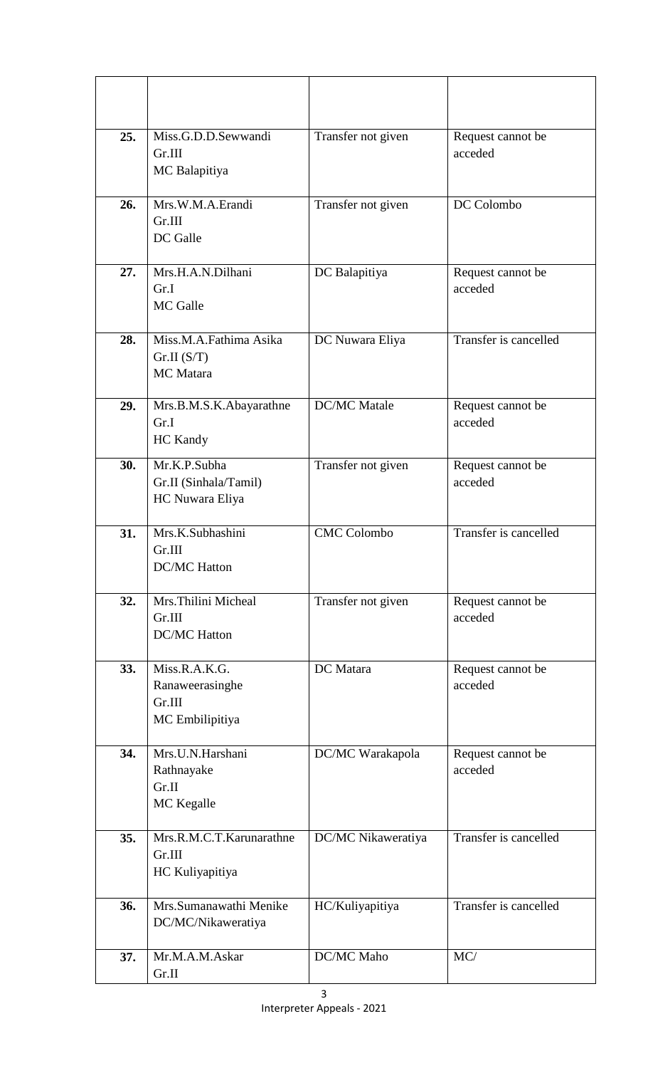| | | | |
|---|---|---|---|
| | | | |
| **25.** | Miss.G.D.D.Sewwandi<br>Gr.III<br>MC Balapitiya | Transfer not given | Request cannot be acceded |
| **26.** | Mrs.W.M.A.Erandi<br>Gr.III<br>DC Galle | Transfer not given | DC Colombo |
| **27.** | Mrs.H.A.N.Dilhani<br>Gr.I<br>MC Galle | DC Balapitiya | Request cannot be acceded |
| **28.** | Miss.M.A.Fathima Asika<br>Gr.II (S/T)<br>MC Matara | DC Nuwara Eliya | Transfer is cancelled |
| **29.** | Mrs.B.M.S.K.Abayarathne<br>Gr.I<br>HC Kandy | DC/MC Matale | Request cannot be acceded |
| **30.** | Mr.K.P.Subha<br>Gr.II (Sinhala/Tamil)<br>HC Nuwara Eliya | Transfer not given | Request cannot be acceded |
| **31.** | Mrs.K.Subhashini<br>Gr.III<br>DC/MC Hatton | CMC Colombo | Transfer is cancelled |
| **32.** | Mrs.Thilini Micheal<br>Gr.III<br>DC/MC Hatton | Transfer not given | Request cannot be acceded |
| **33.** | Miss.R.A.K.G.<br>Ranaweerasinghe<br>Gr.III<br>MC Embilipitiya | DC Matara | Request cannot be acceded |
| **34.** | Mrs.U.N.Harshani<br>Rathnayake<br>Gr.II<br>MC Kegalle | DC/MC Warakapola | Request cannot be acceded |
| **35.** | Mrs.R.M.C.T.Karunarathne<br>Gr.III<br>HC Kuliyapitiya | DC/MC Nikaweratiya | Transfer is cancelled |
| **36.** | Mrs.Sumanawathi Menike<br>DC/MC/Nikaweratiya | HC/Kuliyapitiya | Transfer is cancelled |
| **37.** | Mr.M.A.M.Askar<br>Gr.II | DC/MC Maho | MC/ |

Interpreter Appeals - 2021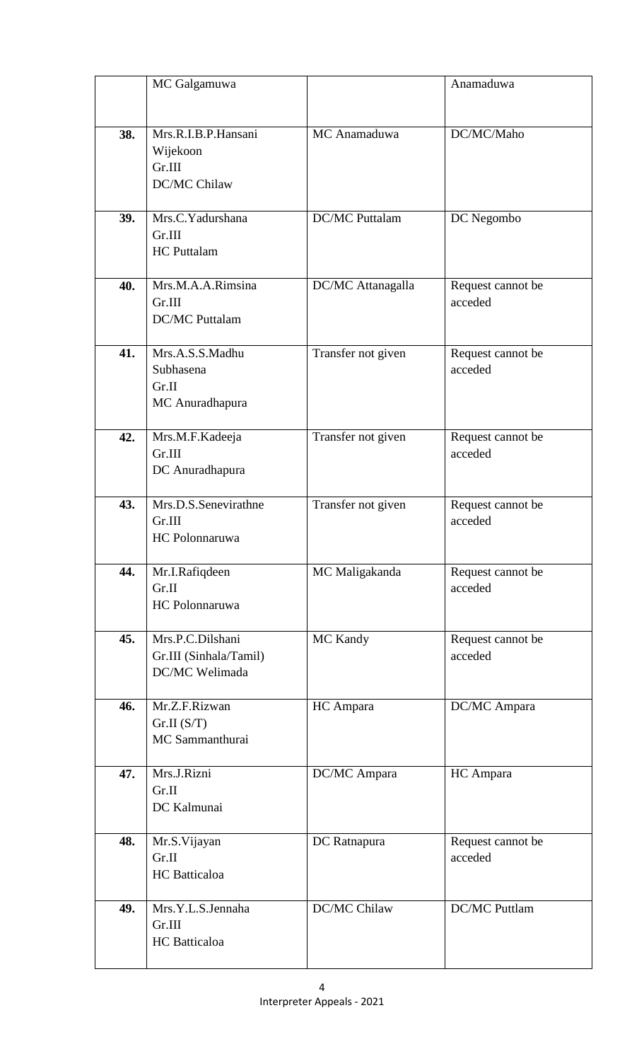| | | | |
|---|---|---|---|
| | MC Galgamuwa | | Anamaduwa |
| **38.** | Mrs.R.I.B.P.Hansani Wijekoon<br>Gr.III<br>DC/MC Chilaw | MC Anamaduwa | DC/MC/Maho |
| **39.** | Mrs.C.Yadurshana<br>Gr.III<br>HC Puttalam | DC/MC Puttalam | DC Negombo |
| **40.** | Mrs.M.A.A.Rimsina<br>Gr.III<br>DC/MC Puttalam | DC/MC Attanagalla | Request cannot be acceded |
| **41.** | Mrs.A.S.S.Madhu Subhasena<br>Gr.II<br>MC Anuradhapura | Transfer not given | Request cannot be acceded |
| **42.** | Mrs.M.F.Kadeeja<br>Gr.III<br>DC Anuradhapura | Transfer not given | Request cannot be acceded |
| **43.** | Mrs.D.S.Senevirathne<br>Gr.III<br>HC Polonnaruwa | Transfer not given | Request cannot be acceded |
| **44.** | Mr.I.Rafiqdeen<br>Gr.II<br>HC Polonnaruwa | MC Maligakanda | Request cannot be acceded |
| **45.** | Mrs.P.C.Dilshani<br>Gr.III (Sinhala/Tamil)<br>DC/MC Welimada | MC Kandy | Request cannot be acceded |
| **46.** | Mr.Z.F.Rizwan<br>Gr.II (S/T)<br>MC Sammanthurai | HC Ampara | DC/MC Ampara |
| **47.** | Mrs.J.Rizni<br>Gr.II<br>DC Kalmunai | DC/MC Ampara | HC Ampara |
| **48.** | Mr.S.Vijayan<br>Gr.II<br>HC Batticaloa | DC Ratnapura | Request cannot be acceded |
| **49.** | Mrs.Y.L.S.Jennaha<br>Gr.III<br>HC Batticaloa | DC/MC Chilaw | DC/MC Puttlam |

Interpreter Appeals - 2021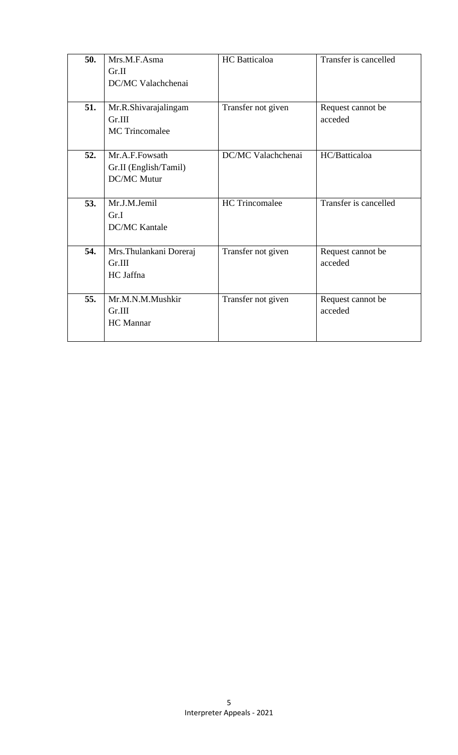| | | | |
|---|---|---|---|
| **50.** | Mrs.M.F.Asma<br>Gr.II<br>DC/MC Valachchenai | HC Batticaloa | Transfer is cancelled |
| **51.** | Mr.R.Shivarajalingam<br>Gr.III<br>MC Trincomalee | Transfer not given | Request cannot be acceded |
| **52.** | Mr.A.F.Fowsath<br>Gr.II (English/Tamil)<br>DC/MC Mutur | DC/MC Valachchenai | HC/Batticaloa |
| **53.** | Mr.J.M.Jemil<br>Gr.I<br>DC/MC Kantale | HC Trincomalee | Transfer is cancelled |
| **54.** | Mrs.Thulankani Doreraj<br>Gr.III<br>HC Jaffna | Transfer not given | Request cannot be acceded |
| **55.** | Mr.M.N.M.Mushkir<br>Gr.III<br>HC Mannar | Transfer not given | Request cannot be acceded |